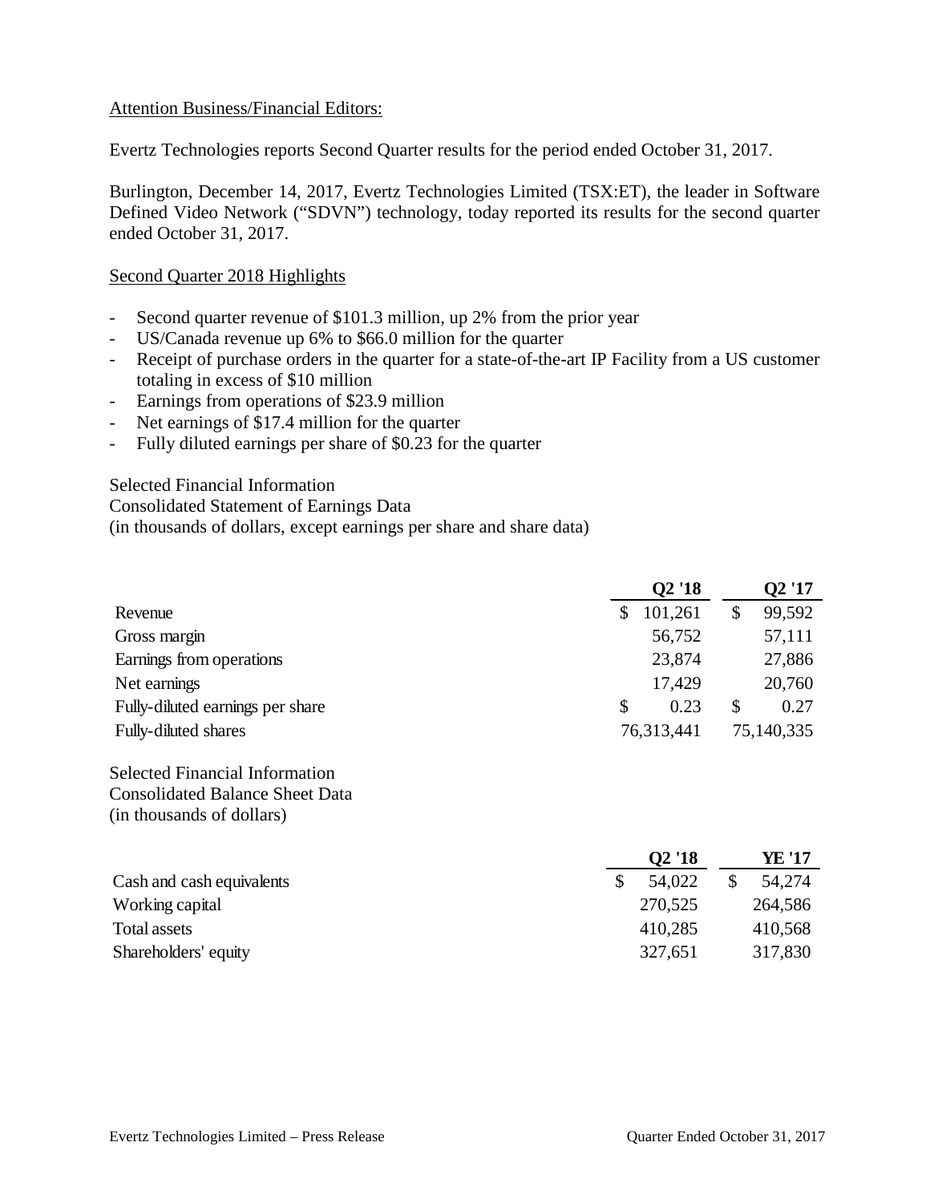Attention Business/Financial Editors:

Evertz Technologies reports Second Quarter results for the period ended October 31, 2017.

Burlington, December 14, 2017, Evertz Technologies Limited (TSX:ET), the leader in Software Defined Video Network ("SDVN") technology, today reported its results for the second quarter ended October 31, 2017.

## Second Quarter 2018 Highlights

- Second quarter revenue of $101.3 million, up 2% from the prior year
- US/Canada revenue up 6% to $66.0 million for the quarter
- Receipt of purchase orders in the quarter for a state-of-the-art IP Facility from a US customer totaling in excess of $10 million
- Earnings from operations of $23.9 million
- Net earnings of $17.4 million for the quarter
- Fully diluted earnings per share of $0.23 for the quarter

Selected Financial Information
Consolidated Statement of Earnings Data
(in thousands of dollars, except earnings per share and share data)

| | Q2 '18 | Q2 '17 |
|---|---|---|
| Revenue | $ 101,261 | $ 99,592 |
| Gross margin | 56,752 | 57,111 |
| Earnings from operations | 23,874 | 27,886 |
| Net earnings | 17,429 | 20,760 |
| Fully-diluted earnings per share | $ 0.23 | $ 0.27 |
| Fully-diluted shares | 76,313,441 | 75,140,335 |

Selected Financial Information
Consolidated Balance Sheet Data
(in thousands of dollars)

| | Q2 '18 | YE '17 |
|---|---|---|
| Cash and cash equivalents | $ 54,022 | $ 54,274 |
| Working capital | 270,525 | 264,586 |
| Total assets | 410,285 | 410,568 |
| Shareholders' equity | 327,651 | 317,830 |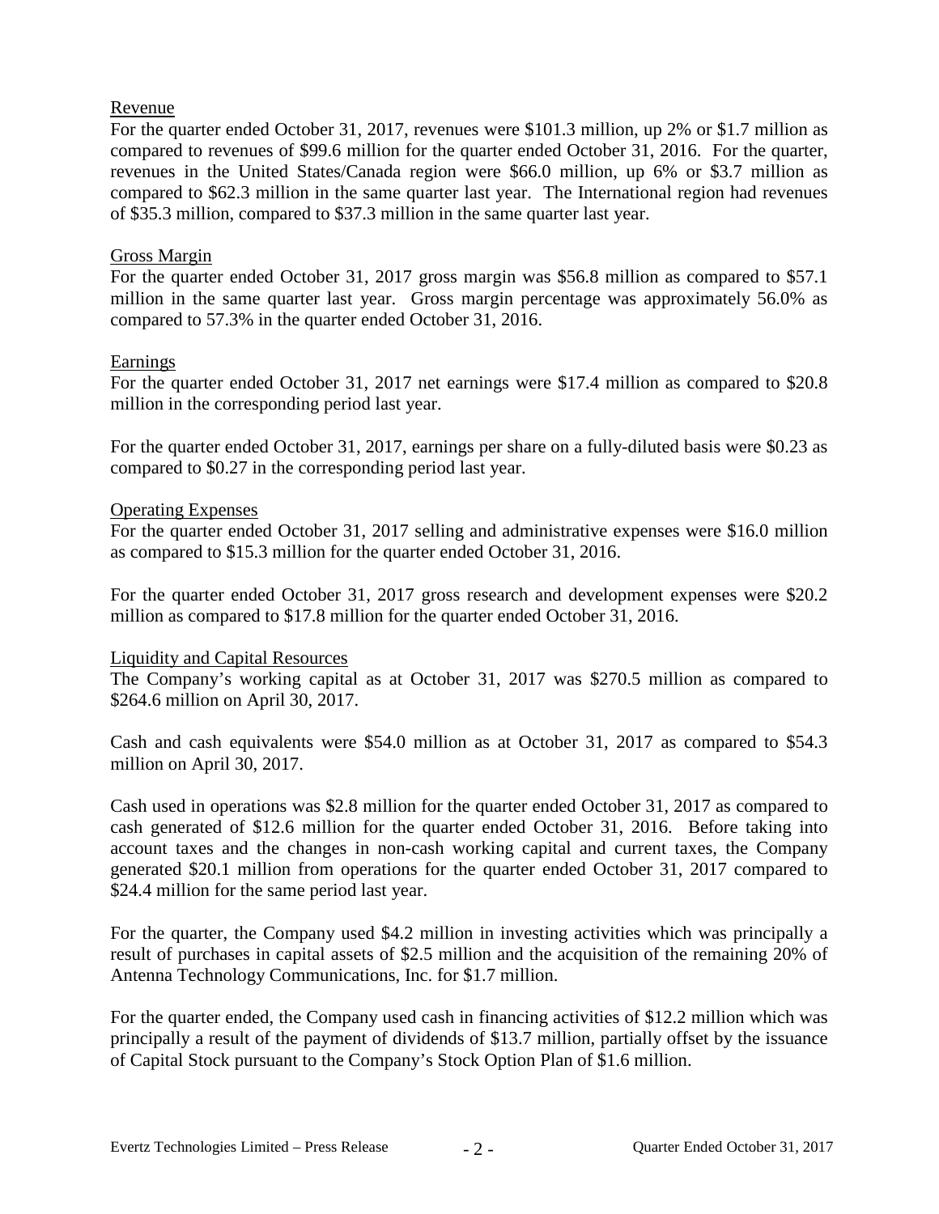## Revenue

For the quarter ended October 31, 2017, revenues were $101.3 million, up 2% or $1.7 million as compared to revenues of $99.6 million for the quarter ended October 31, 2016. For the quarter, revenues in the United States/Canada region were $66.0 million, up 6% or $3.7 million as compared to $62.3 million in the same quarter last year. The International region had revenues of $35.3 million, compared to $37.3 million in the same quarter last year.

## Gross Margin

For the quarter ended October 31, 2017 gross margin was $56.8 million as compared to $57.1 million in the same quarter last year. Gross margin percentage was approximately 56.0% as compared to 57.3% in the quarter ended October 31, 2016.

## Earnings

For the quarter ended October 31, 2017 net earnings were $17.4 million as compared to $20.8 million in the corresponding period last year.

For the quarter ended October 31, 2017, earnings per share on a fully-diluted basis were $0.23 as compared to $0.27 in the corresponding period last year.

## Operating Expenses

For the quarter ended October 31, 2017 selling and administrative expenses were $16.0 million as compared to $15.3 million for the quarter ended October 31, 2016.

For the quarter ended October 31, 2017 gross research and development expenses were $20.2 million as compared to $17.8 million for the quarter ended October 31, 2016.

## Liquidity and Capital Resources

The Company's working capital as at October 31, 2017 was $270.5 million as compared to $264.6 million on April 30, 2017.

Cash and cash equivalents were $54.0 million as at October 31, 2017 as compared to $54.3 million on April 30, 2017.

Cash used in operations was $2.8 million for the quarter ended October 31, 2017 as compared to cash generated of $12.6 million for the quarter ended October 31, 2016. Before taking into account taxes and the changes in non-cash working capital and current taxes, the Company generated $20.1 million from operations for the quarter ended October 31, 2017 compared to $24.4 million for the same period last year.

For the quarter, the Company used $4.2 million in investing activities which was principally a result of purchases in capital assets of $2.5 million and the acquisition of the remaining 20% of Antenna Technology Communications, Inc. for $1.7 million.

For the quarter ended, the Company used cash in financing activities of $12.2 million which was principally a result of the payment of dividends of $13.7 million, partially offset by the issuance of Capital Stock pursuant to the Company's Stock Option Plan of $1.6 million.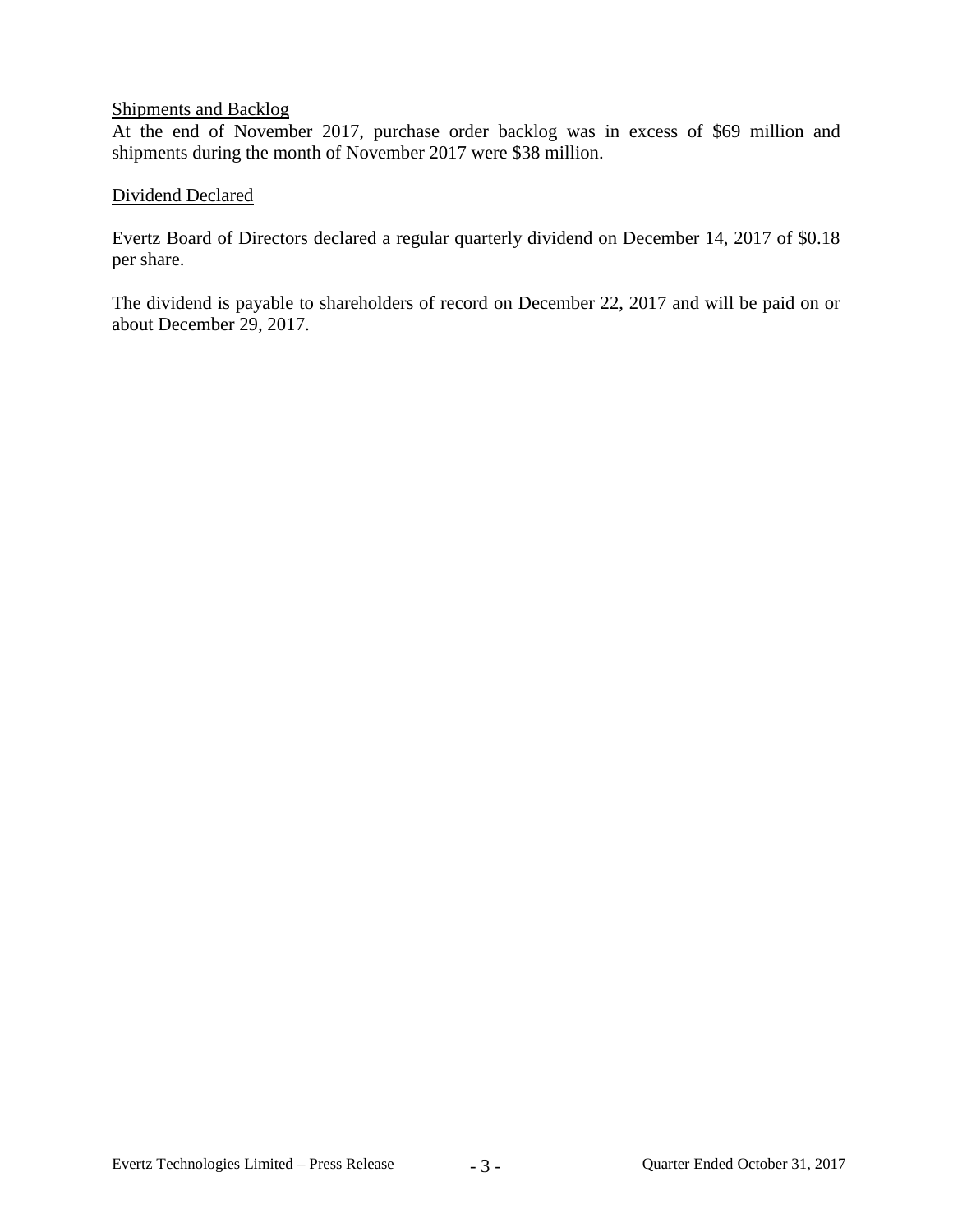## Shipments and Backlog

At the end of November 2017, purchase order backlog was in excess of $69 million and shipments during the month of November 2017 were $38 million.

## Dividend Declared

Evertz Board of Directors declared a regular quarterly dividend on December 14, 2017 of $0.18 per share.

The dividend is payable to shareholders of record on December 22, 2017 and will be paid on or about December 29, 2017.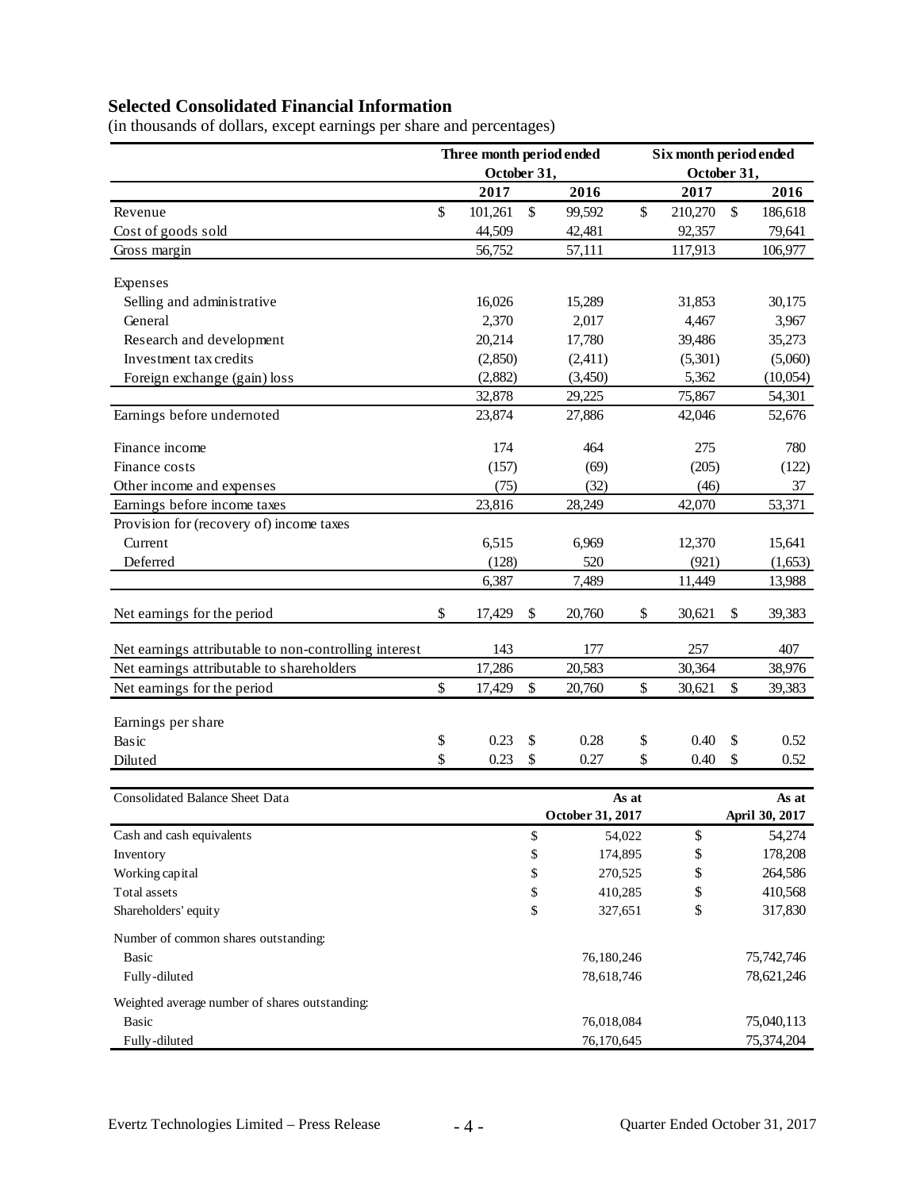## Selected Consolidated Financial Information

(in thousands of dollars, except earnings per share and percentages)

| | Three month period ended October 31, | | Six month period ended October 31, | |
|---|---|---|---|---|
| | 2017 | 2016 | 2017 | 2016 |
| Revenue | $ 101,261 | $ 99,592 | $ 210,270 | $ 186,618 |
| Cost of goods sold | 44,509 | 42,481 | 92,357 | 79,641 |
| Gross margin | 56,752 | 57,111 | 117,913 | 106,977 |
| Expenses | | | | |
| Selling and administrative | 16,026 | 15,289 | 31,853 | 30,175 |
| General | 2,370 | 2,017 | 4,467 | 3,967 |
| Research and development | 20,214 | 17,780 | 39,486 | 35,273 |
| Investment tax credits | (2,850) | (2,411) | (5,301) | (5,060) |
| Foreign exchange (gain) loss | (2,882) | (3,450) | 5,362 | (10,054) |
| | 32,878 | 29,225 | 75,867 | 54,301 |
| Earnings before undernoted | 23,874 | 27,886 | 42,046 | 52,676 |
| Finance income | 174 | 464 | 275 | 780 |
| Finance costs | (157) | (69) | (205) | (122) |
| Other income and expenses | (75) | (32) | (46) | 37 |
| Earnings before income taxes | 23,816 | 28,249 | 42,070 | 53,371 |
| Provision for (recovery of) income taxes | | | | |
| Current | 6,515 | 6,969 | 12,370 | 15,641 |
| Deferred | (128) | 520 | (921) | (1,653) |
| | 6,387 | 7,489 | 11,449 | 13,988 |
| Net earnings for the period | $ 17,429 | $ 20,760 | $ 30,621 | $ 39,383 |
| Net earnings attributable to non-controlling interest | 143 | 177 | 257 | 407 |
| Net earnings attributable to shareholders | 17,286 | 20,583 | 30,364 | 38,976 |
| Net earnings for the period | $ 17,429 | $ 20,760 | $ 30,621 | $ 39,383 |
| Earnings per share | | | | |
| Basic | $ 0.23 | $ 0.28 | $ 0.40 | $ 0.52 |
| Diluted | $ 0.23 | $ 0.27 | $ 0.40 | $ 0.52 |

| Consolidated Balance Sheet Data | As at October 31, 2017 | As at April 30, 2017 |
|---|---|---|
| Cash and cash equivalents | $ 54,022 | $ 54,274 |
| Inventory | $ 174,895 | $ 178,208 |
| Working capital | $ 270,525 | $ 264,586 |
| Total assets | $ 410,285 | $ 410,568 |
| Shareholders' equity | $ 327,651 | $ 317,830 |
| Number of common shares outstanding: | | |
| Basic | 76,180,246 | 75,742,746 |
| Fully-diluted | 78,618,746 | 78,621,246 |
| Weighted average number of shares outstanding: | | |
| Basic | 76,018,084 | 75,040,113 |
| Fully-diluted | 76,170,645 | 75,374,204 |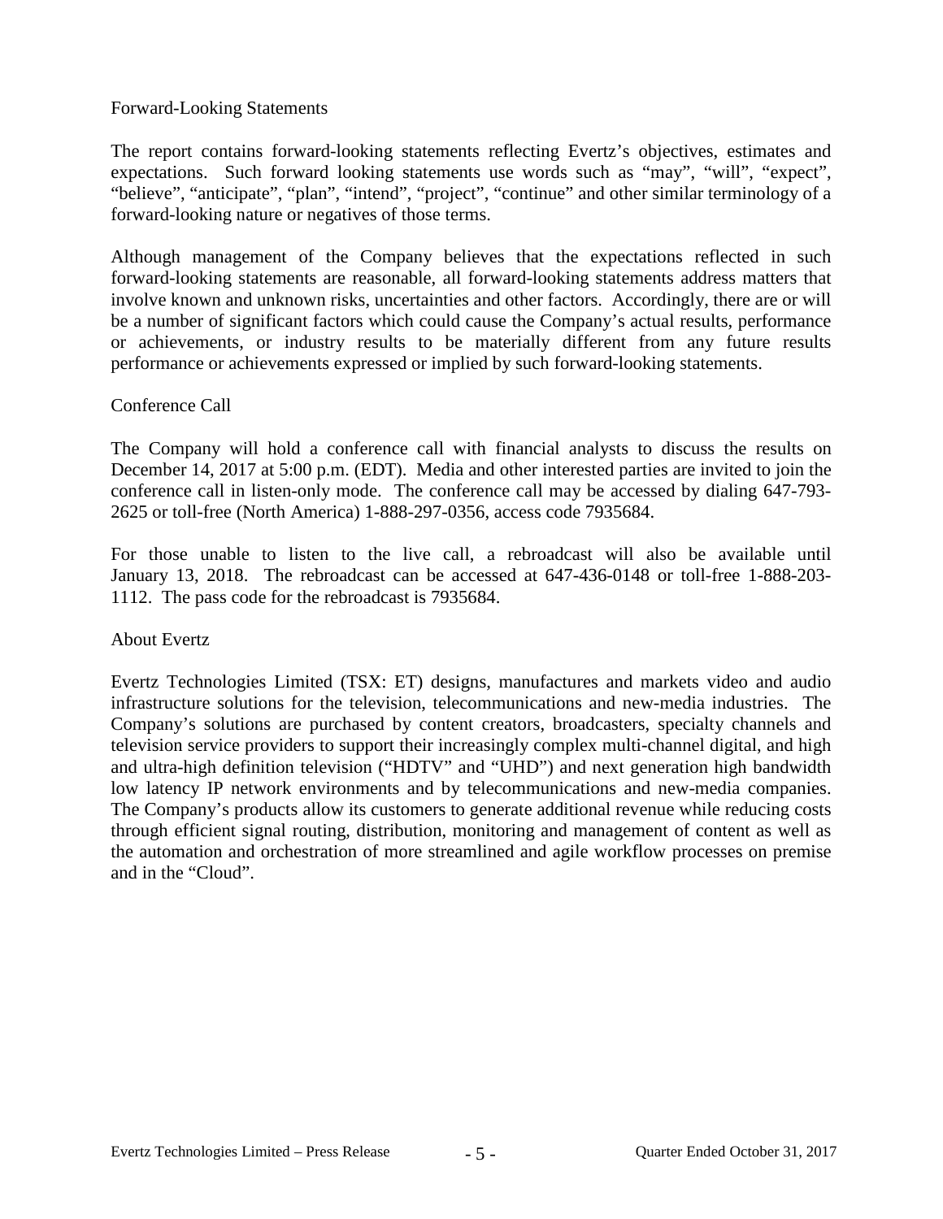## Forward-Looking Statements

The report contains forward-looking statements reflecting Evertz's objectives, estimates and expectations. Such forward looking statements use words such as "may", "will", "expect", "believe", "anticipate", "plan", "intend", "project", "continue" and other similar terminology of a forward-looking nature or negatives of those terms.

Although management of the Company believes that the expectations reflected in such forward-looking statements are reasonable, all forward-looking statements address matters that involve known and unknown risks, uncertainties and other factors. Accordingly, there are or will be a number of significant factors which could cause the Company's actual results, performance or achievements, or industry results to be materially different from any future results performance or achievements expressed or implied by such forward-looking statements.

## Conference Call

The Company will hold a conference call with financial analysts to discuss the results on December 14, 2017 at 5:00 p.m. (EDT). Media and other interested parties are invited to join the conference call in listen-only mode. The conference call may be accessed by dialing 647-793-2625 or toll-free (North America) 1-888-297-0356, access code 7935684.

For those unable to listen to the live call, a rebroadcast will also be available until January 13, 2018. The rebroadcast can be accessed at 647-436-0148 or toll-free 1-888-203-1112. The pass code for the rebroadcast is 7935684.

## About Evertz

Evertz Technologies Limited (TSX: ET) designs, manufactures and markets video and audio infrastructure solutions for the television, telecommunications and new-media industries. The Company's solutions are purchased by content creators, broadcasters, specialty channels and television service providers to support their increasingly complex multi-channel digital, and high and ultra-high definition television ("HDTV" and "UHD") and next generation high bandwidth low latency IP network environments and by telecommunications and new-media companies. The Company's products allow its customers to generate additional revenue while reducing costs through efficient signal routing, distribution, monitoring and management of content as well as the automation and orchestration of more streamlined and agile workflow processes on premise and in the "Cloud".